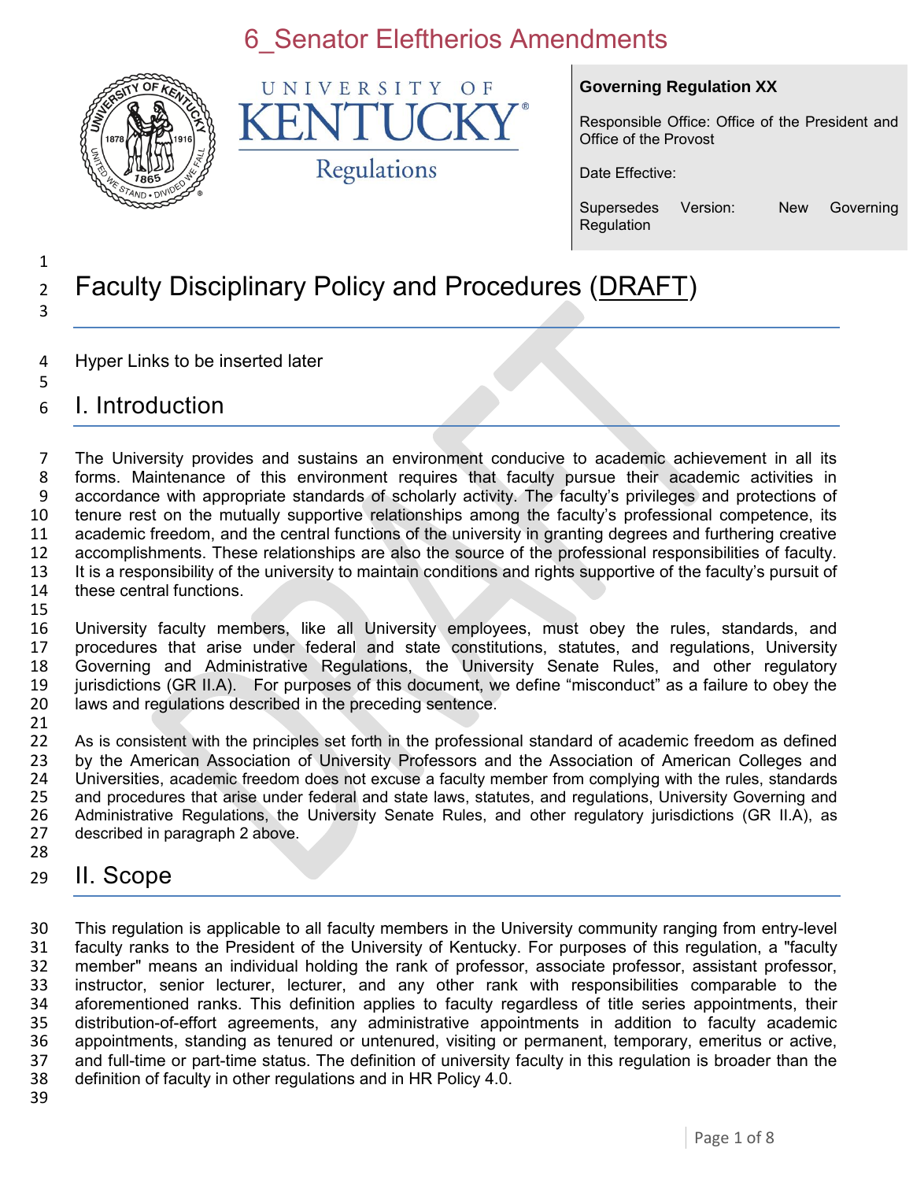# 6_Senator Eleftherios Amendments

**Governing Regulation XX**

Responsible Office: Office of the President and Office of the Provost

Date Effective:

Supersedes Version: New Governing Regulation

# Faculty Disciplinary Policy and Procedures (DRAFT)

Hyper Links to be inserted later

## I. Introduction

The University provides and sustains an environment conducive to academic achievement in all its forms. Maintenance of this environment requires that faculty pursue their academic activities in accordance with appropriate standards of scholarly activity. The faculty's privileges and protections of tenure rest on the mutually supportive relationships among the faculty's professional competence, its academic freedom, and the central functions of the university in granting degrees and furthering creative accomplishments. These relationships are also the source of the professional responsibilities of faculty. It is a responsibility of the university to maintain conditions and rights supportive of the faculty's pursuit of these central functions.

University faculty members, like all University employees, must obey the rules, standards, and procedures that arise under federal and state constitutions, statutes, and regulations, University Governing and Administrative Regulations, the University Senate Rules, and other regulatory jurisdictions (GR II.A). For purposes of this document, we define "misconduct" as a failure to obey the laws and regulations described in the preceding sentence.

As is consistent with the principles set forth in the professional standard of academic freedom as defined by the American Association of University Professors and the Association of American Colleges and Universities, academic freedom does not excuse a faculty member from complying with the rules, standards and procedures that arise under federal and state laws, statutes, and regulations, University Governing and Administrative Regulations, the University Senate Rules, and other regulatory jurisdictions (GR II.A), as described in paragraph 2 above.

## II. Scope

This regulation is applicable to all faculty members in the University community ranging from entry-level faculty ranks to the President of the University of Kentucky. For purposes of this regulation, a "faculty member" means an individual holding the rank of professor, associate professor, assistant professor, instructor, senior lecturer, lecturer, and any other rank with responsibilities comparable to the aforementioned ranks. This definition applies to faculty regardless of title series appointments, their distribution-of-effort agreements, any administrative appointments in addition to faculty academic appointments, standing as tenured or untenured, visiting or permanent, temporary, emeritus or active, and full-time or part-time status. The definition of university faculty in this regulation is broader than the definition of faculty in other regulations and in HR Policy 4.0.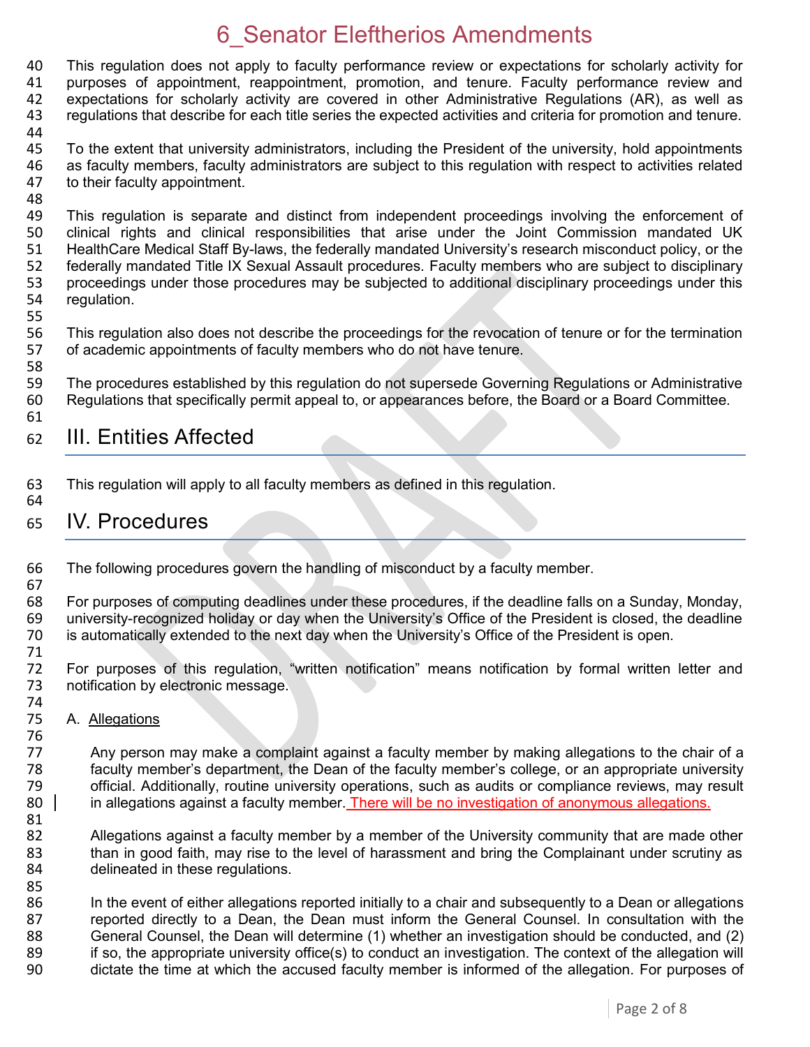This regulation does not apply to faculty performance review or expectations for scholarly activity for purposes of appointment, reappointment, promotion, and tenure. Faculty performance review and expectations for scholarly activity are covered in other Administrative Regulations (AR), as well as regulations that describe for each title series the expected activities and criteria for promotion and tenure.

To the extent that university administrators, including the President of the university, hold appointments as faculty members, faculty administrators are subject to this regulation with respect to activities related to their faculty appointment.

This regulation is separate and distinct from independent proceedings involving the enforcement of clinical rights and clinical responsibilities that arise under the Joint Commission mandated UK HealthCare Medical Staff By-laws, the federally mandated University's research misconduct policy, or the federally mandated Title IX Sexual Assault procedures. Faculty members who are subject to disciplinary proceedings under those procedures may be subjected to additional disciplinary proceedings under this regulation.

This regulation also does not describe the proceedings for the revocation of tenure or for the termination of academic appointments of faculty members who do not have tenure.

The procedures established by this regulation do not supersede Governing Regulations or Administrative Regulations that specifically permit appeal to, or appearances before, the Board or a Board Committee.

## III. Entities Affected

This regulation will apply to all faculty members as defined in this regulation.

## IV. Procedures

The following procedures govern the handling of misconduct by a faculty member.

For purposes of computing deadlines under these procedures, if the deadline falls on a Sunday, Monday, university-recognized holiday or day when the University's Office of the President is closed, the deadline is automatically extended to the next day when the University's Office of the President is open.

For purposes of this regulation, "written notification" means notification by formal written letter and notification by electronic message.

### A. Allegations

Any person may make a complaint against a faculty member by making allegations to the chair of a faculty member's department, the Dean of the faculty member's college, or an appropriate university official. Additionally, routine university operations, such as audits or compliance reviews, may result in allegations against a faculty member. There will be no investigation of anonymous allegations.

Allegations against a faculty member by a member of the University community that are made other than in good faith, may rise to the level of harassment and bring the Complainant under scrutiny as delineated in these regulations.

In the event of either allegations reported initially to a chair and subsequently to a Dean or allegations reported directly to a Dean, the Dean must inform the General Counsel. In consultation with the General Counsel, the Dean will determine (1) whether an investigation should be conducted, and (2) if so, the appropriate university office(s) to conduct an investigation. The context of the allegation will dictate the time at which the accused faculty member is informed of the allegation. For purposes of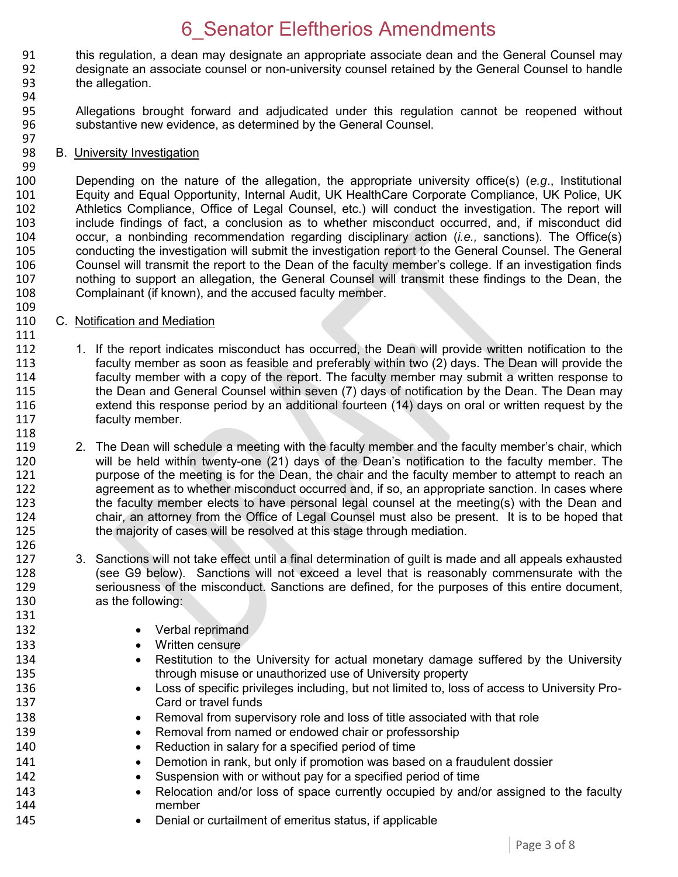this regulation, a dean may designate an appropriate associate dean and the General Counsel may designate an associate counsel or non-university counsel retained by the General Counsel to handle the allegation.

Allegations brought forward and adjudicated under this regulation cannot be reopened without substantive new evidence, as determined by the General Counsel.

B. University Investigation

Depending on the nature of the allegation, the appropriate university office(s) (*e.g*., Institutional Equity and Equal Opportunity, Internal Audit, UK HealthCare Corporate Compliance, UK Police, UK Athletics Compliance, Office of Legal Counsel, etc.) will conduct the investigation. The report will include findings of fact, a conclusion as to whether misconduct occurred, and, if misconduct did occur, a nonbinding recommendation regarding disciplinary action (*i.e.,* sanctions). The Office(s) conducting the investigation will submit the investigation report to the General Counsel. The General Counsel will transmit the report to the Dean of the faculty member's college. If an investigation finds nothing to support an allegation, the General Counsel will transmit these findings to the Dean, the Complainant (if known), and the accused faculty member.

C. Notification and Mediation

1. If the report indicates misconduct has occurred, the Dean will provide written notification to the faculty member as soon as feasible and preferably within two (2) days. The Dean will provide the faculty member with a copy of the report. The faculty member may submit a written response to the Dean and General Counsel within seven (7) days of notification by the Dean. The Dean may extend this response period by an additional fourteen (14) days on oral or written request by the faculty member.

2. The Dean will schedule a meeting with the faculty member and the faculty member's chair, which will be held within twenty-one (21) days of the Dean's notification to the faculty member. The purpose of the meeting is for the Dean, the chair and the faculty member to attempt to reach an agreement as to whether misconduct occurred and, if so, an appropriate sanction. In cases where the faculty member elects to have personal legal counsel at the meeting(s) with the Dean and chair, an attorney from the Office of Legal Counsel must also be present. It is to be hoped that the majority of cases will be resolved at this stage through mediation.

3. Sanctions will not take effect until a final determination of guilt is made and all appeals exhausted (see G9 below). Sanctions will not exceed a level that is reasonably commensurate with the seriousness of the misconduct. Sanctions are defined, for the purposes of this entire document, as the following:

   - Verbal reprimand
   - Written censure
   - Restitution to the University for actual monetary damage suffered by the University through misuse or unauthorized use of University property
   - Loss of specific privileges including, but not limited to, loss of access to University Pro-Card or travel funds
   - Removal from supervisory role and loss of title associated with that role
   - Removal from named or endowed chair or professorship
   - Reduction in salary for a specified period of time
   - Demotion in rank, but only if promotion was based on a fraudulent dossier
   - Suspension with or without pay for a specified period of time
   - Relocation and/or loss of space currently occupied by and/or assigned to the faculty member
   - Denial or curtailment of emeritus status, if applicable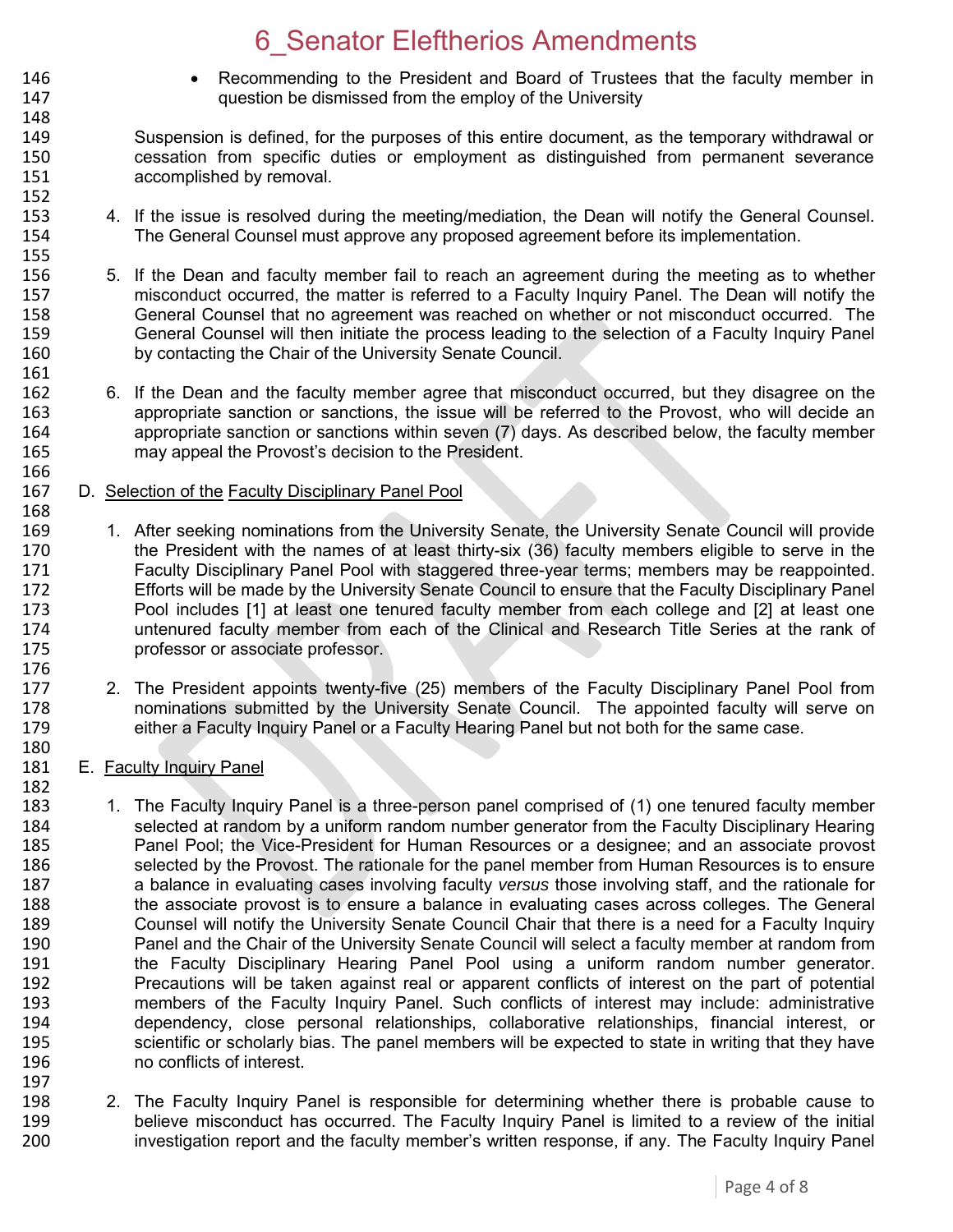- Recommending to the President and Board of Trustees that the faculty member in question be dismissed from the employ of the University

Suspension is defined, for the purposes of this entire document, as the temporary withdrawal or cessation from specific duties or employment as distinguished from permanent severance accomplished by removal.

4. If the issue is resolved during the meeting/mediation, the Dean will notify the General Counsel. The General Counsel must approve any proposed agreement before its implementation.

5. If the Dean and faculty member fail to reach an agreement during the meeting as to whether misconduct occurred, the matter is referred to a Faculty Inquiry Panel. The Dean will notify the General Counsel that no agreement was reached on whether or not misconduct occurred. The General Counsel will then initiate the process leading to the selection of a Faculty Inquiry Panel by contacting the Chair of the University Senate Council.

6. If the Dean and the faculty member agree that misconduct occurred, but they disagree on the appropriate sanction or sanctions, the issue will be referred to the Provost, who will decide an appropriate sanction or sanctions within seven (7) days. As described below, the faculty member may appeal the Provost's decision to the President.

D. Selection of the Faculty Disciplinary Panel Pool

1. After seeking nominations from the University Senate, the University Senate Council will provide the President with the names of at least thirty-six (36) faculty members eligible to serve in the Faculty Disciplinary Panel Pool with staggered three-year terms; members may be reappointed. Efforts will be made by the University Senate Council to ensure that the Faculty Disciplinary Panel Pool includes [1] at least one tenured faculty member from each college and [2] at least one untenured faculty member from each of the Clinical and Research Title Series at the rank of professor or associate professor.

2. The President appoints twenty-five (25) members of the Faculty Disciplinary Panel Pool from nominations submitted by the University Senate Council. The appointed faculty will serve on either a Faculty Inquiry Panel or a Faculty Hearing Panel but not both for the same case.

E. Faculty Inquiry Panel

1. The Faculty Inquiry Panel is a three-person panel comprised of (1) one tenured faculty member selected at random by a uniform random number generator from the Faculty Disciplinary Hearing Panel Pool; the Vice-President for Human Resources or a designee; and an associate provost selected by the Provost. The rationale for the panel member from Human Resources is to ensure a balance in evaluating cases involving faculty *versus* those involving staff, and the rationale for the associate provost is to ensure a balance in evaluating cases across colleges. The General Counsel will notify the University Senate Council Chair that there is a need for a Faculty Inquiry Panel and the Chair of the University Senate Council will select a faculty member at random from the Faculty Disciplinary Hearing Panel Pool using a uniform random number generator. Precautions will be taken against real or apparent conflicts of interest on the part of potential members of the Faculty Inquiry Panel. Such conflicts of interest may include: administrative dependency, close personal relationships, collaborative relationships, financial interest, or scientific or scholarly bias. The panel members will be expected to state in writing that they have no conflicts of interest.

2. The Faculty Inquiry Panel is responsible for determining whether there is probable cause to believe misconduct has occurred. The Faculty Inquiry Panel is limited to a review of the initial investigation report and the faculty member's written response, if any. The Faculty Inquiry Panel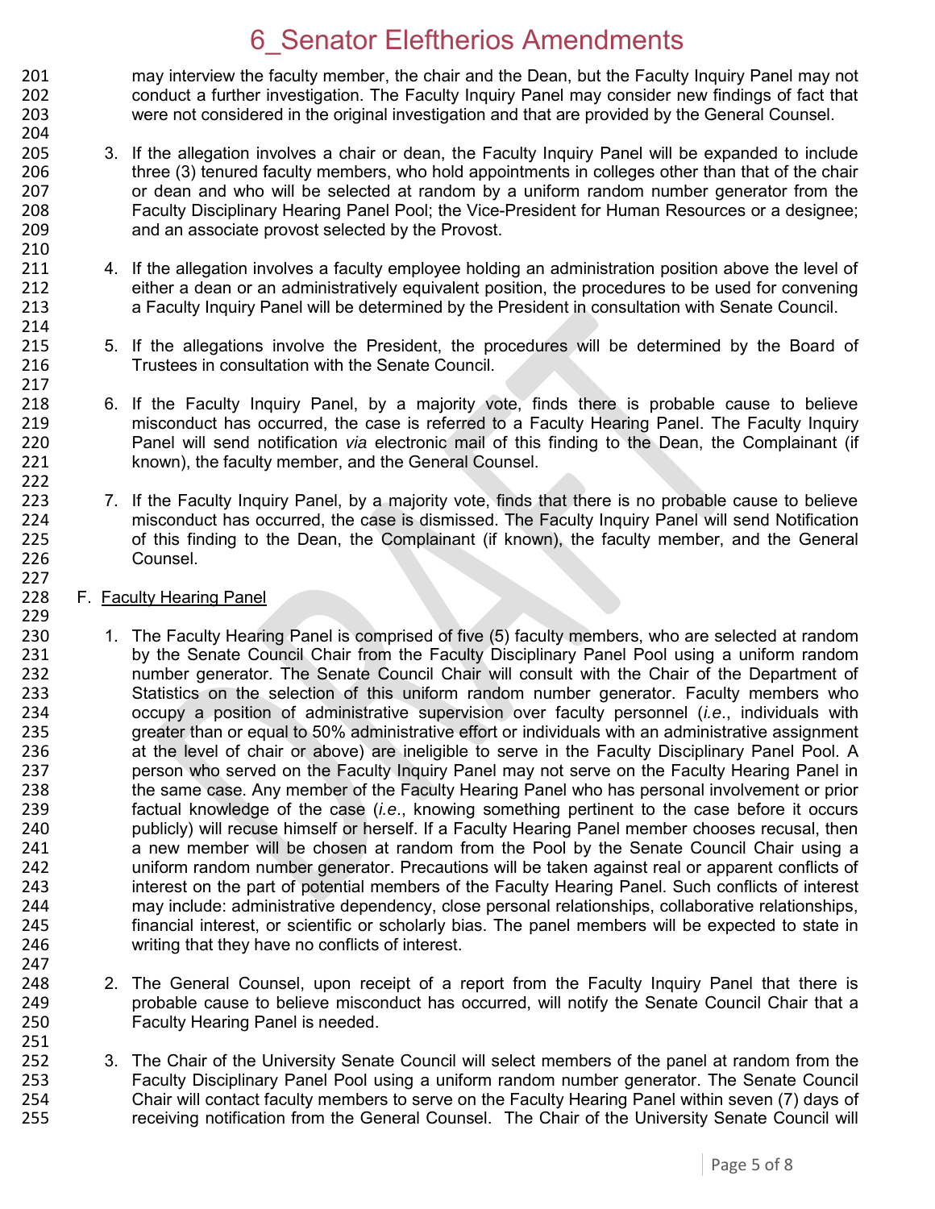may interview the faculty member, the chair and the Dean, but the Faculty Inquiry Panel may not conduct a further investigation. The Faculty Inquiry Panel may consider new findings of fact that were not considered in the original investigation and that are provided by the General Counsel.

3. If the allegation involves a chair or dean, the Faculty Inquiry Panel will be expanded to include three (3) tenured faculty members, who hold appointments in colleges other than that of the chair or dean and who will be selected at random by a uniform random number generator from the Faculty Disciplinary Hearing Panel Pool; the Vice-President for Human Resources or a designee; and an associate provost selected by the Provost.

4. If the allegation involves a faculty employee holding an administration position above the level of either a dean or an administratively equivalent position, the procedures to be used for convening a Faculty Inquiry Panel will be determined by the President in consultation with Senate Council.

5. If the allegations involve the President, the procedures will be determined by the Board of Trustees in consultation with the Senate Council.

6. If the Faculty Inquiry Panel, by a majority vote, finds there is probable cause to believe misconduct has occurred, the case is referred to a Faculty Hearing Panel. The Faculty Inquiry Panel will send notification *via* electronic mail of this finding to the Dean, the Complainant (if known), the faculty member, and the General Counsel.

7. If the Faculty Inquiry Panel, by a majority vote, finds that there is no probable cause to believe misconduct has occurred, the case is dismissed. The Faculty Inquiry Panel will send Notification of this finding to the Dean, the Complainant (if known), the faculty member, and the General Counsel.

F. Faculty Hearing Panel

1. The Faculty Hearing Panel is comprised of five (5) faculty members, who are selected at random by the Senate Council Chair from the Faculty Disciplinary Panel Pool using a uniform random number generator. The Senate Council Chair will consult with the Chair of the Department of Statistics on the selection of this uniform random number generator. Faculty members who occupy a position of administrative supervision over faculty personnel (*i.e.*, individuals with greater than or equal to 50% administrative effort or individuals with an administrative assignment at the level of chair or above) are ineligible to serve in the Faculty Disciplinary Panel Pool. A person who served on the Faculty Inquiry Panel may not serve on the Faculty Hearing Panel in the same case. Any member of the Faculty Hearing Panel who has personal involvement or prior factual knowledge of the case (*i.e.*, knowing something pertinent to the case before it occurs publicly) will recuse himself or herself. If a Faculty Hearing Panel member chooses recusal, then a new member will be chosen at random from the Pool by the Senate Council Chair using a uniform random number generator. Precautions will be taken against real or apparent conflicts of interest on the part of potential members of the Faculty Hearing Panel. Such conflicts of interest may include: administrative dependency, close personal relationships, collaborative relationships, financial interest, or scientific or scholarly bias. The panel members will be expected to state in writing that they have no conflicts of interest.

2. The General Counsel, upon receipt of a report from the Faculty Inquiry Panel that there is probable cause to believe misconduct has occurred, will notify the Senate Council Chair that a Faculty Hearing Panel is needed.

3. The Chair of the University Senate Council will select members of the panel at random from the Faculty Disciplinary Panel Pool using a uniform random number generator. The Senate Council Chair will contact faculty members to serve on the Faculty Hearing Panel within seven (7) days of receiving notification from the General Counsel. The Chair of the University Senate Council will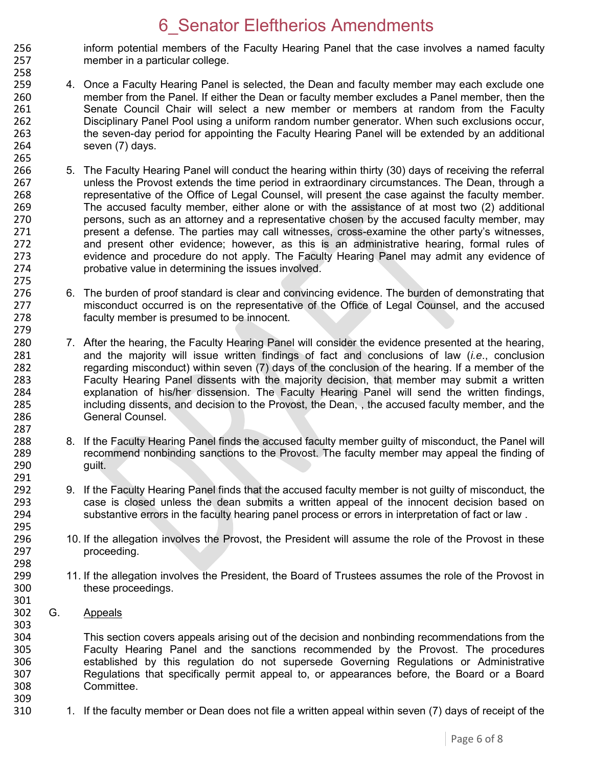inform potential members of the Faculty Hearing Panel that the case involves a named faculty member in a particular college.

4. Once a Faculty Hearing Panel is selected, the Dean and faculty member may each exclude one member from the Panel. If either the Dean or faculty member excludes a Panel member, then the Senate Council Chair will select a new member or members at random from the Faculty Disciplinary Panel Pool using a uniform random number generator. When such exclusions occur, the seven-day period for appointing the Faculty Hearing Panel will be extended by an additional seven (7) days.

5. The Faculty Hearing Panel will conduct the hearing within thirty (30) days of receiving the referral unless the Provost extends the time period in extraordinary circumstances. The Dean, through a representative of the Office of Legal Counsel, will present the case against the faculty member. The accused faculty member, either alone or with the assistance of at most two (2) additional persons, such as an attorney and a representative chosen by the accused faculty member, may present a defense. The parties may call witnesses, cross-examine the other party's witnesses, and present other evidence; however, as this is an administrative hearing, formal rules of evidence and procedure do not apply. The Faculty Hearing Panel may admit any evidence of probative value in determining the issues involved.

6. The burden of proof standard is clear and convincing evidence. The burden of demonstrating that misconduct occurred is on the representative of the Office of Legal Counsel, and the accused faculty member is presumed to be innocent.

7. After the hearing, the Faculty Hearing Panel will consider the evidence presented at the hearing, and the majority will issue written findings of fact and conclusions of law (*i.e.*, conclusion regarding misconduct) within seven (7) days of the conclusion of the hearing. If a member of the Faculty Hearing Panel dissents with the majority decision, that member may submit a written explanation of his/her dissension. The Faculty Hearing Panel will send the written findings, including dissents, and decision to the Provost, the Dean, , the accused faculty member, and the General Counsel.

8. If the Faculty Hearing Panel finds the accused faculty member guilty of misconduct, the Panel will recommend nonbinding sanctions to the Provost. The faculty member may appeal the finding of guilt.

9. If the Faculty Hearing Panel finds that the accused faculty member is not guilty of misconduct, the case is closed unless the dean submits a written appeal of the innocent decision based on substantive errors in the faculty hearing panel process or errors in interpretation of fact or law .

10. If the allegation involves the Provost, the President will assume the role of the Provost in these proceeding.

11. If the allegation involves the President, the Board of Trustees assumes the role of the Provost in these proceedings.

G. Appeals

This section covers appeals arising out of the decision and nonbinding recommendations from the Faculty Hearing Panel and the sanctions recommended by the Provost. The procedures established by this regulation do not supersede Governing Regulations or Administrative Regulations that specifically permit appeal to, or appearances before, the Board or a Board Committee.

1. If the faculty member or Dean does not file a written appeal within seven (7) days of receipt of the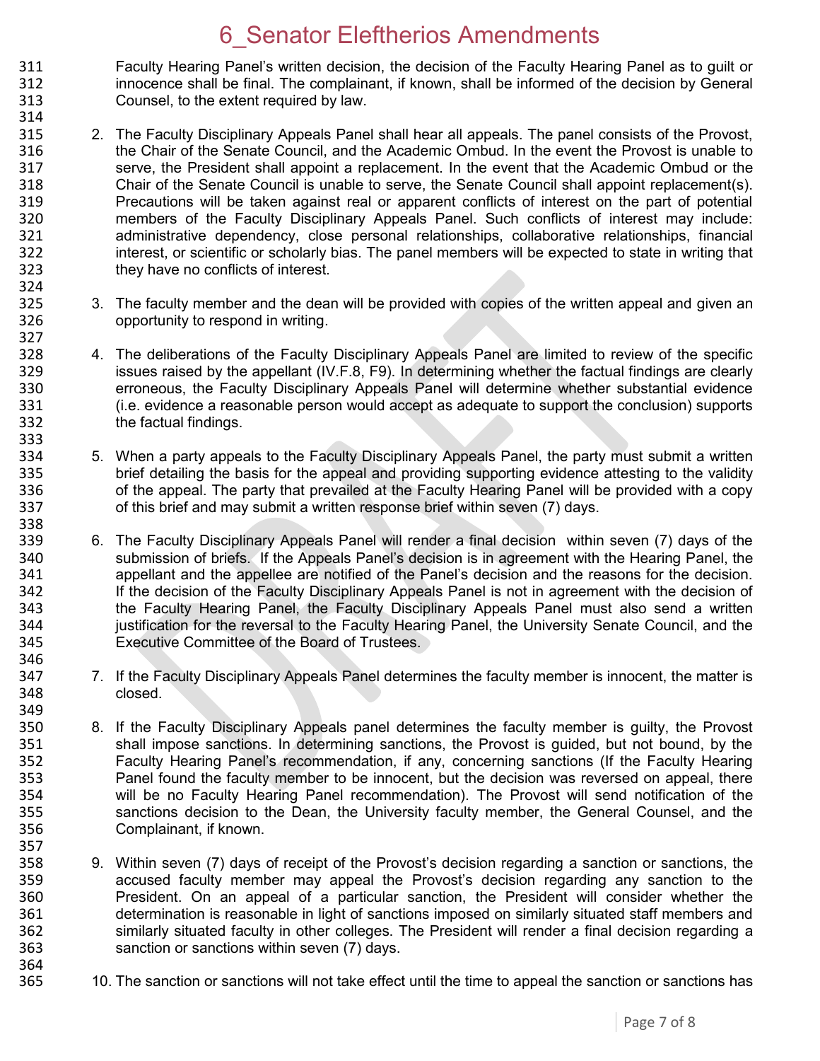Faculty Hearing Panel's written decision, the decision of the Faculty Hearing Panel as to guilt or innocence shall be final. The complainant, if known, shall be informed of the decision by General Counsel, to the extent required by law.

2. The Faculty Disciplinary Appeals Panel shall hear all appeals. The panel consists of the Provost, the Chair of the Senate Council, and the Academic Ombud. In the event the Provost is unable to serve, the President shall appoint a replacement. In the event that the Academic Ombud or the Chair of the Senate Council is unable to serve, the Senate Council shall appoint replacement(s). Precautions will be taken against real or apparent conflicts of interest on the part of potential members of the Faculty Disciplinary Appeals Panel. Such conflicts of interest may include: administrative dependency, close personal relationships, collaborative relationships, financial interest, or scientific or scholarly bias. The panel members will be expected to state in writing that they have no conflicts of interest.

3. The faculty member and the dean will be provided with copies of the written appeal and given an opportunity to respond in writing.

4. The deliberations of the Faculty Disciplinary Appeals Panel are limited to review of the specific issues raised by the appellant (IV.F.8, F9). In determining whether the factual findings are clearly erroneous, the Faculty Disciplinary Appeals Panel will determine whether substantial evidence (i.e. evidence a reasonable person would accept as adequate to support the conclusion) supports the factual findings.

5. When a party appeals to the Faculty Disciplinary Appeals Panel, the party must submit a written brief detailing the basis for the appeal and providing supporting evidence attesting to the validity of the appeal. The party that prevailed at the Faculty Hearing Panel will be provided with a copy of this brief and may submit a written response brief within seven (7) days.

6. The Faculty Disciplinary Appeals Panel will render a final decision within seven (7) days of the submission of briefs. If the Appeals Panel's decision is in agreement with the Hearing Panel, the appellant and the appellee are notified of the Panel's decision and the reasons for the decision. If the decision of the Faculty Disciplinary Appeals Panel is not in agreement with the decision of the Faculty Hearing Panel, the Faculty Disciplinary Appeals Panel must also send a written justification for the reversal to the Faculty Hearing Panel, the University Senate Council, and the Executive Committee of the Board of Trustees.

7. If the Faculty Disciplinary Appeals Panel determines the faculty member is innocent, the matter is closed.

8. If the Faculty Disciplinary Appeals panel determines the faculty member is guilty, the Provost shall impose sanctions. In determining sanctions, the Provost is guided, but not bound, by the Faculty Hearing Panel's recommendation, if any, concerning sanctions (If the Faculty Hearing Panel found the faculty member to be innocent, but the decision was reversed on appeal, there will be no Faculty Hearing Panel recommendation). The Provost will send notification of the sanctions decision to the Dean, the University faculty member, the General Counsel, and the Complainant, if known.

9. Within seven (7) days of receipt of the Provost's decision regarding a sanction or sanctions, the accused faculty member may appeal the Provost's decision regarding any sanction to the President. On an appeal of a particular sanction, the President will consider whether the determination is reasonable in light of sanctions imposed on similarly situated staff members and similarly situated faculty in other colleges. The President will render a final decision regarding a sanction or sanctions within seven (7) days.

10. The sanction or sanctions will not take effect until the time to appeal the sanction or sanctions has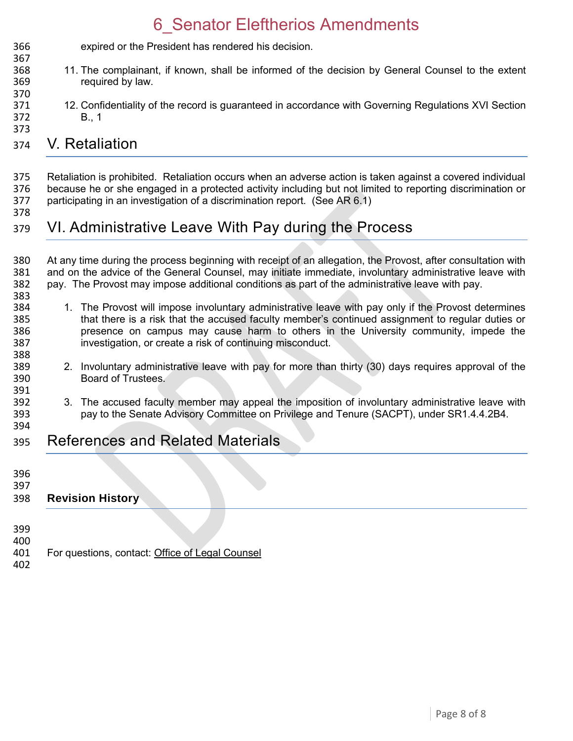expired or the President has rendered his decision.

11. The complainant, if known, shall be informed of the decision by General Counsel to the extent required by law.

12. Confidentiality of the record is guaranteed in accordance with Governing Regulations XVI Section B., 1

## V. Retaliation

Retaliation is prohibited. Retaliation occurs when an adverse action is taken against a covered individual because he or she engaged in a protected activity including but not limited to reporting discrimination or participating in an investigation of a discrimination report. (See AR 6.1)

## VI. Administrative Leave With Pay during the Process

At any time during the process beginning with receipt of an allegation, the Provost, after consultation with and on the advice of the General Counsel, may initiate immediate, involuntary administrative leave with pay. The Provost may impose additional conditions as part of the administrative leave with pay.

1. The Provost will impose involuntary administrative leave with pay only if the Provost determines that there is a risk that the accused faculty member's continued assignment to regular duties or presence on campus may cause harm to others in the University community, impede the investigation, or create a risk of continuing misconduct.

2. Involuntary administrative leave with pay for more than thirty (30) days requires approval of the Board of Trustees.

3. The accused faculty member may appeal the imposition of involuntary administrative leave with pay to the Senate Advisory Committee on Privilege and Tenure (SACPT), under SR1.4.4.2B4.

## References and Related Materials

### Revision History

For questions, contact: Office of Legal Counsel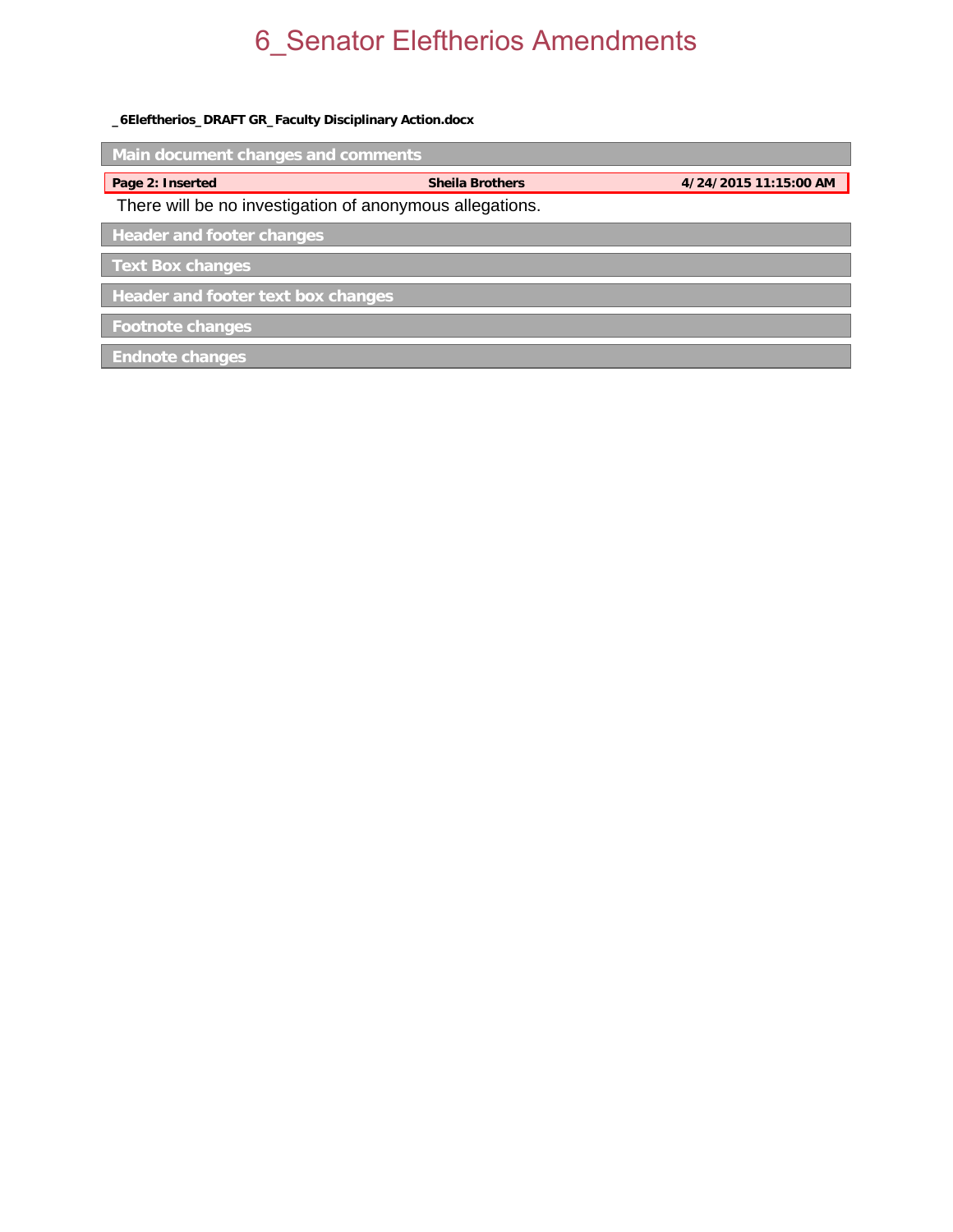# 6_Senator Eleftherios Amendments

**_6Eleftherios_DRAFT GR_Faculty Disciplinary Action.docx**

**Main document changes and comments**

| Page 2: Inserted | Sheila Brothers | 4/24/2015 11:15:00 AM |
| --- | --- | --- |

There will be no investigation of anonymous allegations.

**Header and footer changes**

**Text Box changes**

**Header and footer text box changes**

**Footnote changes**

**Endnote changes**